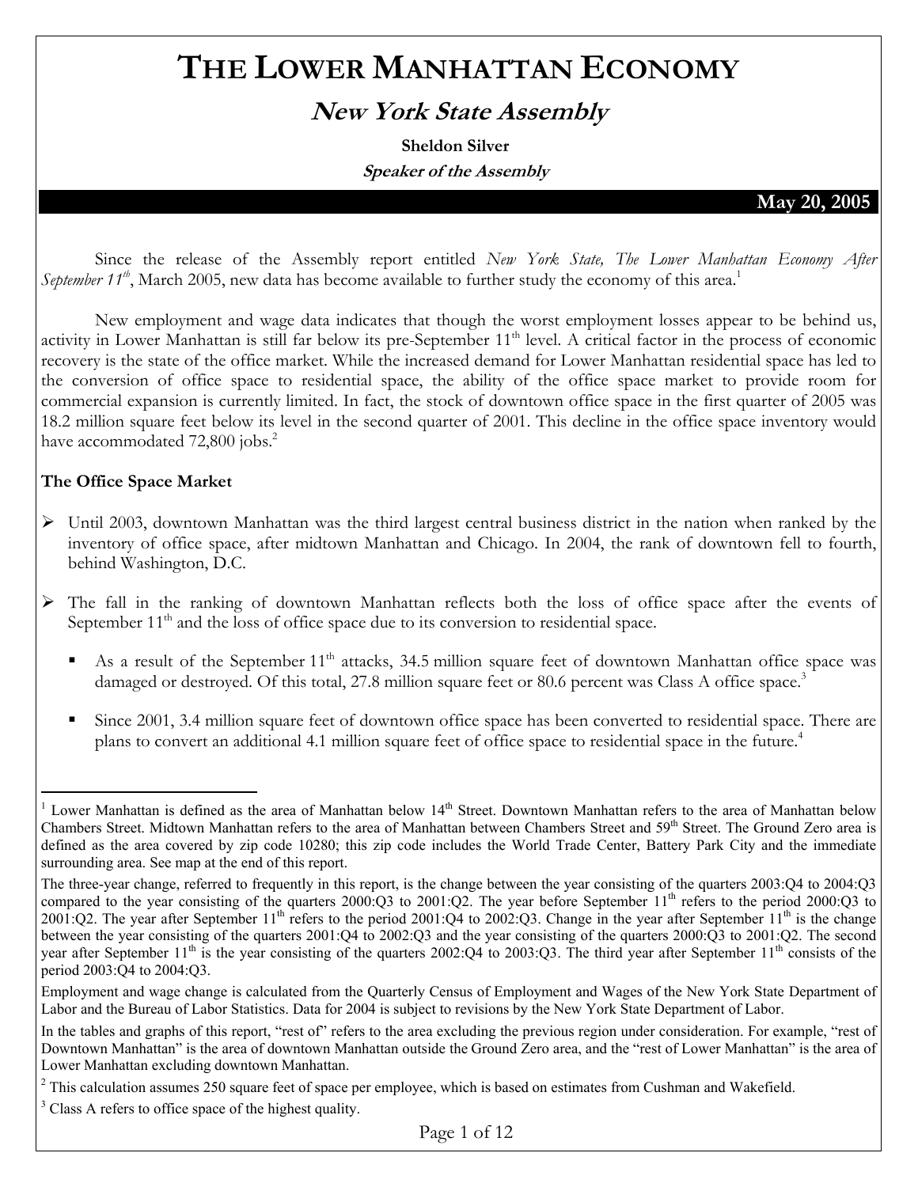# THE LOWER MANHATTAN ECONOMY

## *New York State Assembly*

**Sheldon Silver**

***Speaker of the Assembly***

**May 20, 2005**

Since the release of the Assembly report entitled *New York State, The Lower Manhattan Economy After September 11th*, March 2005, new data has become available to further study the economy of this area.[1]

New employment and wage data indicates that though the worst employment losses appear to be behind us, activity in Lower Manhattan is still far below its pre-September 11th level. A critical factor in the process of economic recovery is the state of the office market. While the increased demand for Lower Manhattan residential space has led to the conversion of office space to residential space, the ability of the office space market to provide room for commercial expansion is currently limited. In fact, the stock of downtown office space in the first quarter of 2005 was 18.2 million square feet below its level in the second quarter of 2001. This decline in the office space inventory would have accommodated 72,800 jobs.[2]

**The Office Space Market**

- Until 2003, downtown Manhattan was the third largest central business district in the nation when ranked by the inventory of office space, after midtown Manhattan and Chicago. In 2004, the rank of downtown fell to fourth, behind Washington, D.C.

- The fall in the ranking of downtown Manhattan reflects both the loss of office space after the events of September 11th and the loss of office space due to its conversion to residential space.

  - As a result of the September 11th attacks, 34.5 million square feet of downtown Manhattan office space was damaged or destroyed. Of this total, 27.8 million square feet or 80.6 percent was Class A office space.[3]

  - Since 2001, 3.4 million square feet of downtown office space has been converted to residential space. There are plans to convert an additional 4.1 million square feet of office space to residential space in the future.[4]

---

[1] Lower Manhattan is defined as the area of Manhattan below 14th Street. Downtown Manhattan refers to the area of Manhattan below Chambers Street. Midtown Manhattan refers to the area of Manhattan between Chambers Street and 59th Street. The Ground Zero area is defined as the area covered by zip code 10280; this zip code includes the World Trade Center, Battery Park City and the immediate surrounding area. See map at the end of this report.

The three-year change, referred to frequently in this report, is the change between the year consisting of the quarters 2003:Q4 to 2004:Q3 compared to the year consisting of the quarters 2000:Q3 to 2001:Q2. The year before September 11th refers to the period 2000:Q3 to 2001:Q2. The year after September 11th refers to the period 2001:Q4 to 2002:Q3. Change in the year after September 11th is the change between the year consisting of the quarters 2001:Q4 to 2002:Q3 and the year consisting of the quarters 2000:Q3 to 2001:Q2. The second year after September 11th is the year consisting of the quarters 2002:Q4 to 2003:Q3. The third year after September 11th consists of the period 2003:Q4 to 2004:Q3.

Employment and wage change is calculated from the Quarterly Census of Employment and Wages of the New York State Department of Labor and the Bureau of Labor Statistics. Data for 2004 is subject to revisions by the New York State Department of Labor.

In the tables and graphs of this report, "rest of" refers to the area excluding the previous region under consideration. For example, "rest of Downtown Manhattan" is the area of downtown Manhattan outside the Ground Zero area, and the "rest of Lower Manhattan" is the area of Lower Manhattan excluding downtown Manhattan.

[2] This calculation assumes 250 square feet of space per employee, which is based on estimates from Cushman and Wakefield.

[3] Class A refers to office space of the highest quality.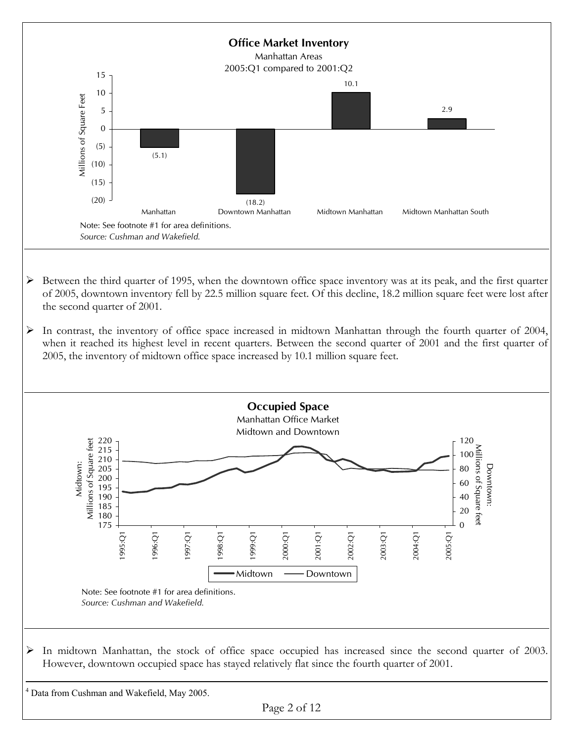**Office Market Inventory**
Manhattan Areas
2005:Q1 compared to 2001:Q2

| Area | Millions of Square Feet |
|---|---|
| Manhattan | (5.1) |
| Downtown Manhattan | (18.2) |
| Midtown Manhattan | 10.1 |
| Midtown Manhattan South | 2.9 |

Note: See footnote #1 for area definitions.
*Source: Cushman and Wakefield.*

- Between the third quarter of 1995, when the downtown office space inventory was at its peak, and the first quarter of 2005, downtown inventory fell by 22.5 million square feet. Of this decline, 18.2 million square feet were lost after the second quarter of 2001.

- In contrast, the inventory of office space increased in midtown Manhattan through the fourth quarter of 2004, when it reached its highest level in recent quarters. Between the second quarter of 2001 and the first quarter of 2005, the inventory of midtown office space increased by 10.1 million square feet.

**Occupied Space**
Manhattan Office Market
Midtown and Downtown

Midtown: Millions of Square feet — Downtown: Millions of Square feet

Legend: Midtown, Downtown

Note: See footnote #1 for area definitions.
*Source: Cushman and Wakefield.*

- In midtown Manhattan, the stock of office space occupied has increased since the second quarter of 2003. However, downtown occupied space has stayed relatively flat since the fourth quarter of 2001.

[4] Data from Cushman and Wakefield, May 2005.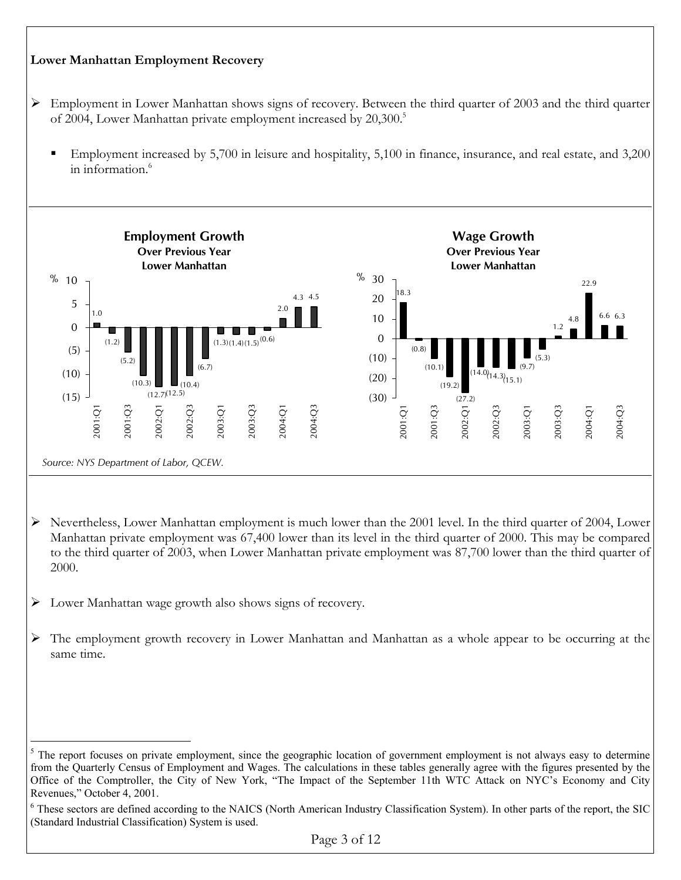**Lower Manhattan Employment Recovery**

- Employment in Lower Manhattan shows signs of recovery. Between the third quarter of 2003 and the third quarter of 2004, Lower Manhattan private employment increased by 20,300.[5]
  - Employment increased by 5,700 in leisure and hospitality, 5,100 in finance, insurance, and real estate, and 3,200 in information.[6]

**Employment Growth Over Previous Year Lower Manhattan**

| Quarter | % |
|---|---|
| 2001:Q1 | 1.0 |
| 2001:Q2 | (1.2) |
| 2001:Q3 | (5.2) |
| 2001:Q4 | (10.3) |
| 2002:Q1 | (12.7) |
| 2002:Q2 | (12.5) |
| 2002:Q3 | (10.4) |
| 2002:Q4 | (6.7) |
| 2003:Q1 | (1.3) |
| 2003:Q2 | (1.4) |
| 2003:Q3 | (1.5) |
| 2003:Q4 | (0.6) |
| 2004:Q1 | 2.0 |
| 2004:Q2 | 4.3 |
| 2004:Q3 | 4.5 |

**Wage Growth Over Previous Year Lower Manhattan**

| Quarter | % |
|---|---|
| 2001:Q1 | 18.3 |
| 2001:Q2 | (0.8) |
| 2001:Q3 | (10.1) |
| 2001:Q4 | (19.2) |
| 2002:Q1 | (27.2) |
| 2002:Q2 | (14.0) |
| 2002:Q3 | (14.3) |
| 2002:Q4 | (15.1) |
| 2003:Q1 | (9.7) |
| 2003:Q2 | (5.3) |
| 2003:Q3 | 1.2 |
| 2003:Q4 | 4.8 |
| 2004:Q1 | 22.9 |
| 2004:Q2 | 6.6 |
| 2004:Q3 | 6.3 |

*Source: NYS Department of Labor, QCEW.*

- Nevertheless, Lower Manhattan employment is much lower than the 2001 level. In the third quarter of 2004, Lower Manhattan private employment was 67,400 lower than its level in the third quarter of 2000. This may be compared to the third quarter of 2003, when Lower Manhattan private employment was 87,700 lower than the third quarter of 2000.

- Lower Manhattan wage growth also shows signs of recovery.

- The employment growth recovery in Lower Manhattan and Manhattan as a whole appear to be occurring at the same time.

---

[5] The report focuses on private employment, since the geographic location of government employment is not always easy to determine from the Quarterly Census of Employment and Wages. The calculations in these tables generally agree with the figures presented by the Office of the Comptroller, the City of New York, "The Impact of the September 11th WTC Attack on NYC's Economy and City Revenues," October 4, 2001.

[6] These sectors are defined according to the NAICS (North American Industry Classification System). In other parts of the report, the SIC (Standard Industrial Classification) System is used.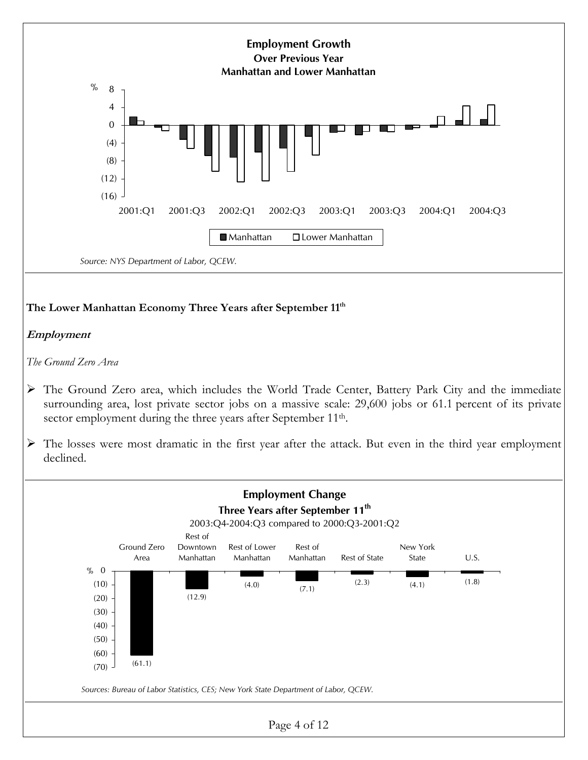**Employment Growth**
**Over Previous Year**
**Manhattan and Lower Manhattan**

*Source: NYS Department of Labor, QCEW.*

### The Lower Manhattan Economy Three Years after September 11th

#### *Employment*

*The Ground Zero Area*

- The Ground Zero area, which includes the World Trade Center, Battery Park City and the immediate surrounding area, lost private sector jobs on a massive scale: 29,600 jobs or 61.1 percent of its private sector employment during the three years after September 11th.
- The losses were most dramatic in the first year after the attack. But even in the third year employment declined.

**Employment Change**
**Three Years after September 11th**
2003:Q4-2004:Q3 compared to 2000:Q3-2001:Q2

| Ground Zero Area | Rest of Downtown Manhattan | Rest of Lower Manhattan | Rest of Manhattan | Rest of State | New York State | U.S. |
|---|---|---|---|---|---|---|
| (61.1) | (12.9) | (4.0) | (7.1) | (2.3) | (4.1) | (1.8) |

*Sources: Bureau of Labor Statistics, CES; New York State Department of Labor, QCEW.*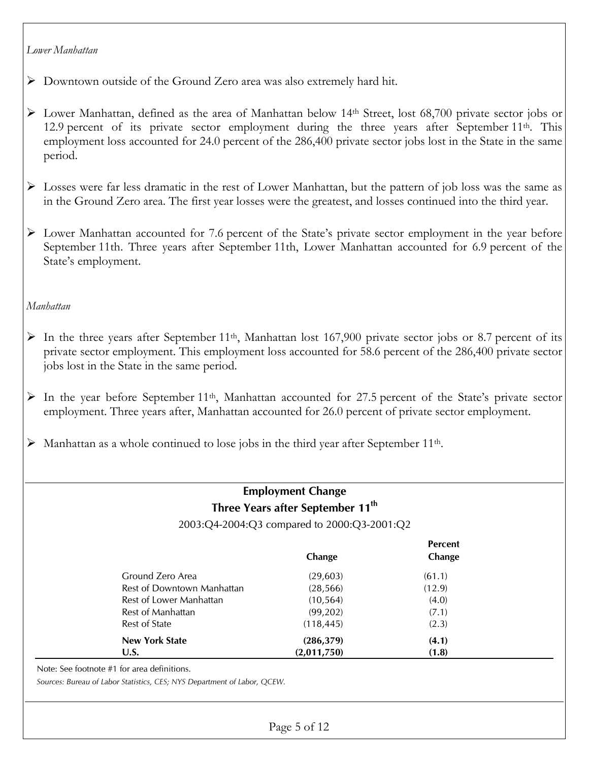*Lower Manhattan*

- Downtown outside of the Ground Zero area was also extremely hard hit.

- Lower Manhattan, defined as the area of Manhattan below 14th Street, lost 68,700 private sector jobs or 12.9 percent of its private sector employment during the three years after September 11th. This employment loss accounted for 24.0 percent of the 286,400 private sector jobs lost in the State in the same period.

- Losses were far less dramatic in the rest of Lower Manhattan, but the pattern of job loss was the same as in the Ground Zero area. The first year losses were the greatest, and losses continued into the third year.

- Lower Manhattan accounted for 7.6 percent of the State's private sector employment in the year before September 11th. Three years after September 11th, Lower Manhattan accounted for 6.9 percent of the State's employment.

*Manhattan*

- In the three years after September 11th, Manhattan lost 167,900 private sector jobs or 8.7 percent of its private sector employment. This employment loss accounted for 58.6 percent of the 286,400 private sector jobs lost in the State in the same period.

- In the year before September 11th, Manhattan accounted for 27.5 percent of the State's private sector employment. Three years after, Manhattan accounted for 26.0 percent of private sector employment.

- Manhattan as a whole continued to lose jobs in the third year after September 11th.

**Employment Change**

**Three Years after September 11th**

2003:Q4-2004:Q3 compared to 2000:Q3-2001:Q2

| | Change | Percent Change |
|---|---|---|
| Ground Zero Area | (29,603) | (61.1) |
| Rest of Downtown Manhattan | (28,566) | (12.9) |
| Rest of Lower Manhattan | (10,564) | (4.0) |
| Rest of Manhattan | (99,202) | (7.1) |
| Rest of State | (118,445) | (2.3) |
| **New York State** | **(286,379)** | **(4.1)** |
| **U.S.** | **(2,011,750)** | **(1.8)** |

Note: See footnote #1 for area definitions.

*Sources: Bureau of Labor Statistics, CES; NYS Department of Labor, QCEW.*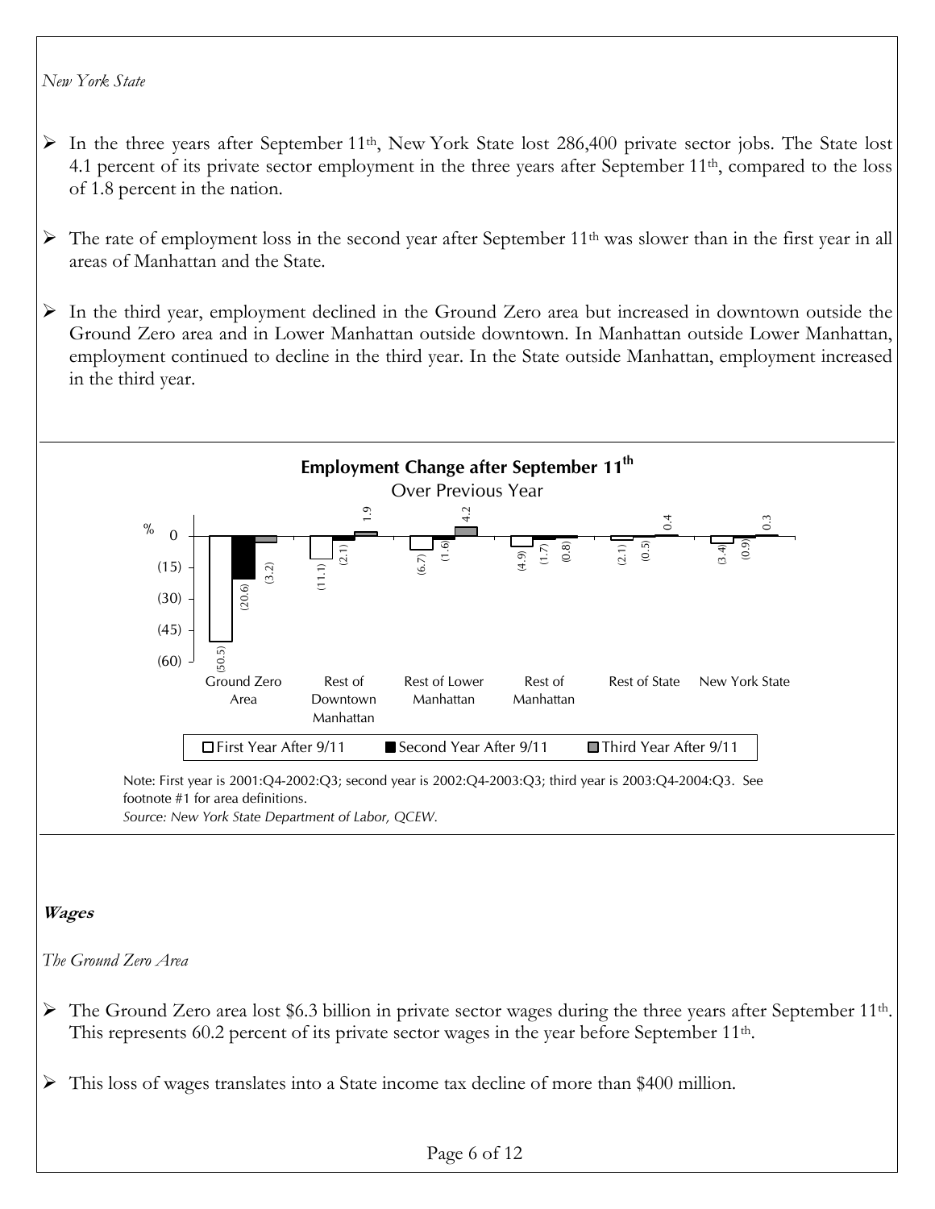*New York State*

- In the three years after September 11th, New York State lost 286,400 private sector jobs. The State lost 4.1 percent of its private sector employment in the three years after September 11th, compared to the loss of 1.8 percent in the nation.

- The rate of employment loss in the second year after September 11th was slower than in the first year in all areas of Manhattan and the State.

- In the third year, employment declined in the Ground Zero area but increased in downtown outside the Ground Zero area and in Lower Manhattan outside downtown. In Manhattan outside Lower Manhattan, employment continued to decline in the third year. In the State outside Manhattan, employment increased in the third year.

**Employment Change after September 11th**
Over Previous Year

| % | First Year After 9/11 | Second Year After 9/11 | Third Year After 9/11 |
|---|---|---|---|
| Ground Zero Area | (50.5) | (20.6) | (3.2) |
| Rest of Downtown Manhattan | (11.1) | (2.1) | 1.9 |
| Rest of Lower Manhattan | (6.7) | (1.6) | 4.2 |
| Rest of Manhattan | (4.9) | (1.7) | (0.8) |
| Rest of State | (2.1) | (0.5) | 0.4 |
| New York State | (3.4) | (0.9) | 0.3 |

Note: First year is 2001:Q4-2002:Q3; second year is 2002:Q4-2003:Q3; third year is 2003:Q4-2004:Q3. See footnote #1 for area definitions.
*Source: New York State Department of Labor, QCEW.*

## **Wages**

*The Ground Zero Area*

- The Ground Zero area lost $6.3 billion in private sector wages during the three years after September 11th. This represents 60.2 percent of its private sector wages in the year before September 11th.

- This loss of wages translates into a State income tax decline of more than $400 million.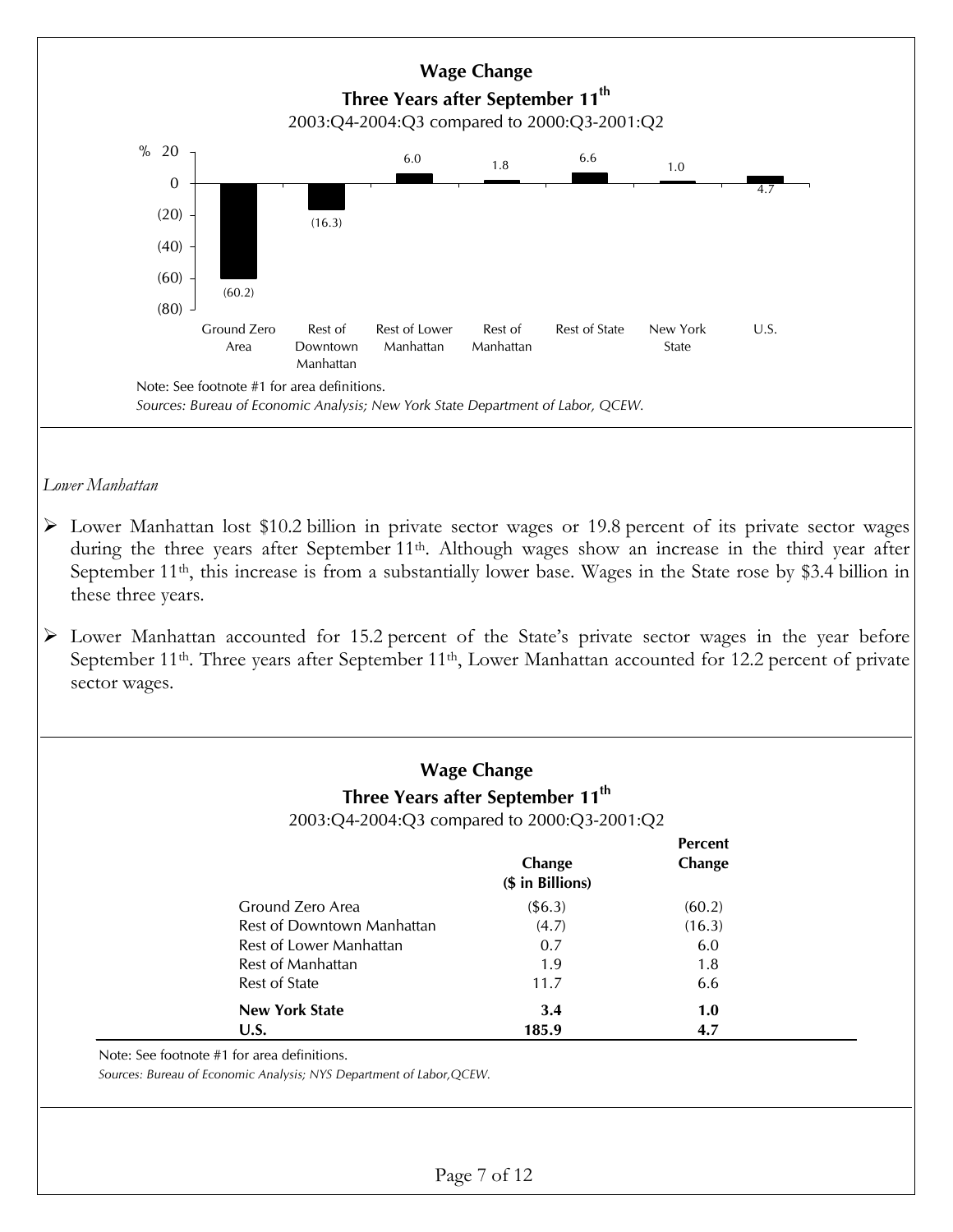**Wage Change**
**Three Years after September 11th**
2003:Q4-2004:Q3 compared to 2000:Q3-2001:Q2

| Area | % |
|---|---|
| Ground Zero Area | (60.2) |
| Rest of Downtown Manhattan | (16.3) |
| Rest of Lower Manhattan | 6.0 |
| Rest of Manhattan | 1.8 |
| Rest of State | 6.6 |
| New York State | 1.0 |
| U.S. | 4.7 |

Note: See footnote #1 for area definitions.

*Sources: Bureau of Economic Analysis; New York State Department of Labor, QCEW.*

*Lower Manhattan*

- Lower Manhattan lost $10.2 billion in private sector wages or 19.8 percent of its private sector wages during the three years after September 11th. Although wages show an increase in the third year after September 11th, this increase is from a substantially lower base. Wages in the State rose by $3.4 billion in these three years.
- Lower Manhattan accounted for 15.2 percent of the State's private sector wages in the year before September 11th. Three years after September 11th, Lower Manhattan accounted for 12.2 percent of private sector wages.

**Wage Change**
**Three Years after September 11th**
2003:Q4-2004:Q3 compared to 2000:Q3-2001:Q2

| | Change ($ in Billions) | Percent Change |
|---|---|---|
| Ground Zero Area | ($6.3) | (60.2) |
| Rest of Downtown Manhattan | (4.7) | (16.3) |
| Rest of Lower Manhattan | 0.7 | 6.0 |
| Rest of Manhattan | 1.9 | 1.8 |
| Rest of State | 11.7 | 6.6 |
| **New York State** | **3.4** | **1.0** |
| **U.S.** | **185.9** | **4.7** |

Note: See footnote #1 for area definitions.

*Sources: Bureau of Economic Analysis; NYS Department of Labor,QCEW.*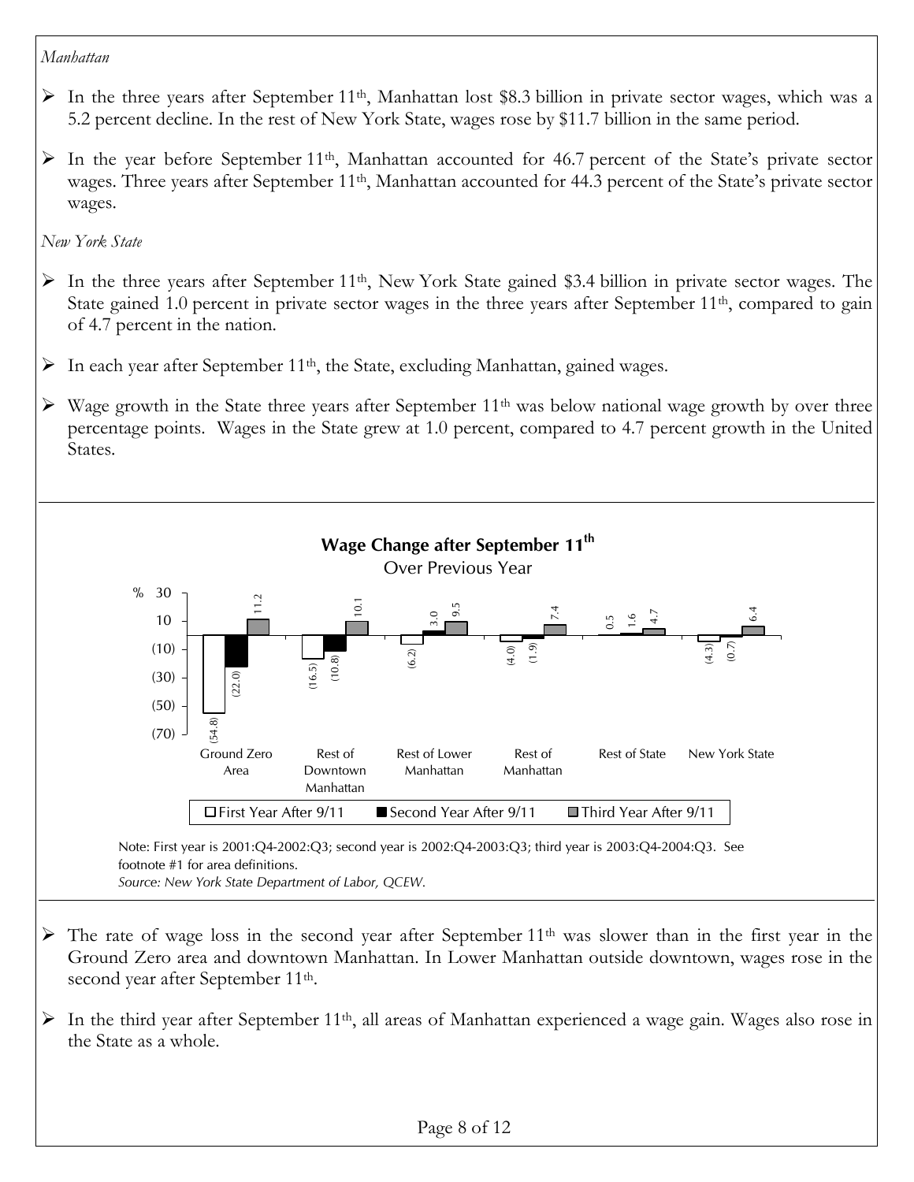*Manhattan*

- In the three years after September 11th, Manhattan lost \$8.3 billion in private sector wages, which was a 5.2 percent decline. In the rest of New York State, wages rose by \$11.7 billion in the same period.
- In the year before September 11th, Manhattan accounted for 46.7 percent of the State's private sector wages. Three years after September 11th, Manhattan accounted for 44.3 percent of the State's private sector wages.

*New York State*

- In the three years after September 11th, New York State gained \$3.4 billion in private sector wages. The State gained 1.0 percent in private sector wages in the three years after September 11th, compared to gain of 4.7 percent in the nation.
- In each year after September 11th, the State, excluding Manhattan, gained wages.
- Wage growth in the State three years after September 11th was below national wage growth by over three percentage points. Wages in the State grew at 1.0 percent, compared to 4.7 percent growth in the United States.

**Wage Change after September 11th**

Over Previous Year

| % | First Year After 9/11 | Second Year After 9/11 | Third Year After 9/11 |
|---|---|---|---|
| Ground Zero Area | (54.8) | (22.0) | 11.2 |
| Rest of Downtown Manhattan | (16.5) | (10.8) | 10.1 |
| Rest of Lower Manhattan | (6.2) | 3.0 | 9.5 |
| Rest of Manhattan | (4.0) | (1.9) | 7.4 |
| Rest of State | 0.5 | 1.6 | 4.7 |
| New York State | (4.3) | (0.7) | 6.4 |

Note: First year is 2001:Q4-2002:Q3; second year is 2002:Q4-2003:Q3; third year is 2003:Q4-2004:Q3. See footnote #1 for area definitions.

*Source: New York State Department of Labor, QCEW.*

- The rate of wage loss in the second year after September 11th was slower than in the first year in the Ground Zero area and downtown Manhattan. In Lower Manhattan outside downtown, wages rose in the second year after September 11th.
- In the third year after September 11th, all areas of Manhattan experienced a wage gain. Wages also rose in the State as a whole.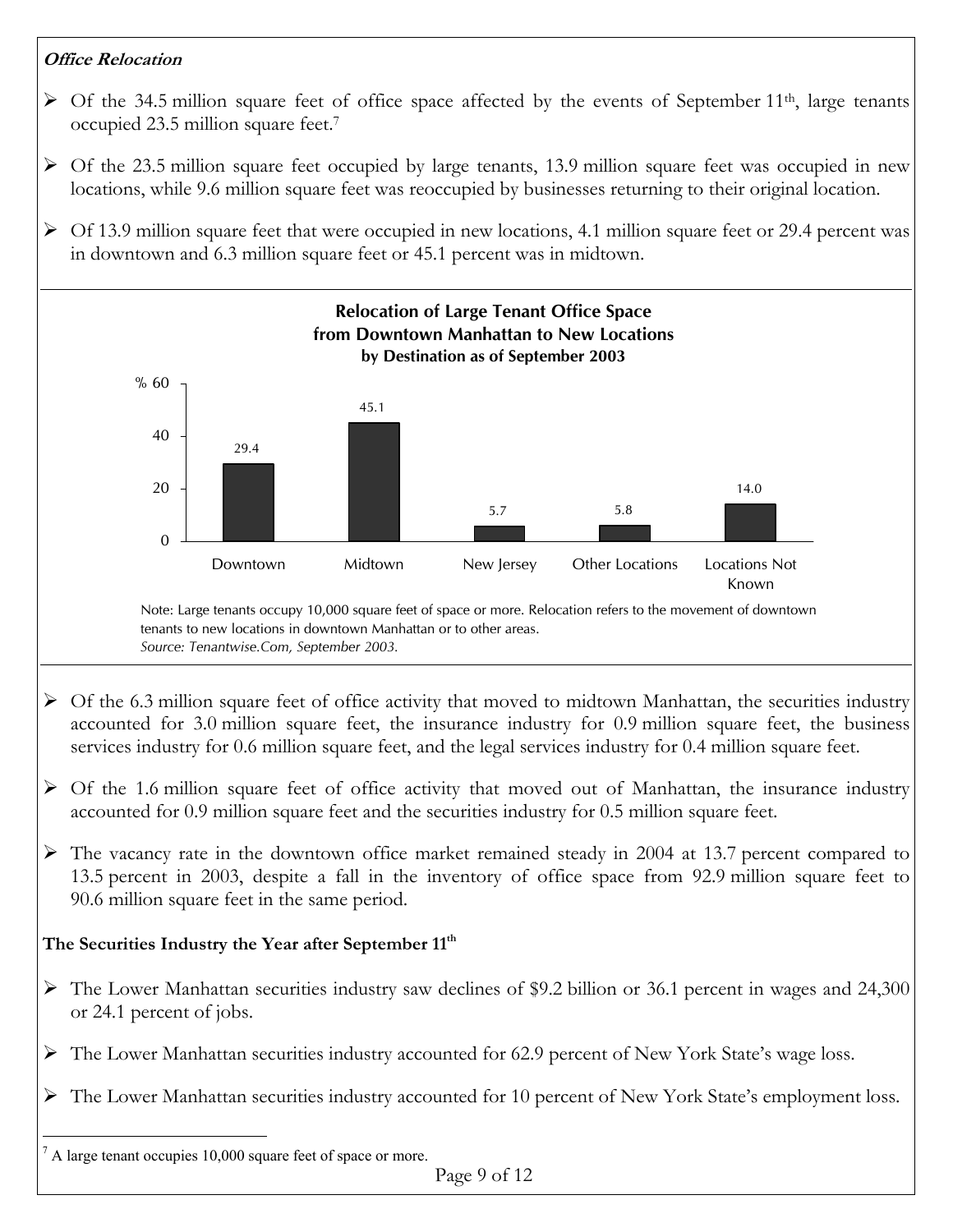***Office Relocation***

- Of the 34.5 million square feet of office space affected by the events of September 11th, large tenants occupied 23.5 million square feet.[7]
- Of the 23.5 million square feet occupied by large tenants, 13.9 million square feet was occupied in new locations, while 9.6 million square feet was reoccupied by businesses returning to their original location.
- Of 13.9 million square feet that were occupied in new locations, 4.1 million square feet or 29.4 percent was in downtown and 6.3 million square feet or 45.1 percent was in midtown.

**Relocation of Large Tenant Office Space from Downtown Manhattan to New Locations**
**by Destination as of September 2003**

| Destination | % |
|---|---|
| Downtown | 29.4 |
| Midtown | 45.1 |
| New Jersey | 5.7 |
| Other Locations | 5.8 |
| Locations Not Known | 14.0 |

Note: Large tenants occupy 10,000 square feet of space or more. Relocation refers to the movement of downtown tenants to new locations in downtown Manhattan or to other areas.
*Source: Tenantwise.Com, September 2003.*

- Of the 6.3 million square feet of office activity that moved to midtown Manhattan, the securities industry accounted for 3.0 million square feet, the insurance industry for 0.9 million square feet, the business services industry for 0.6 million square feet, and the legal services industry for 0.4 million square feet.
- Of the 1.6 million square feet of office activity that moved out of Manhattan, the insurance industry accounted for 0.9 million square feet and the securities industry for 0.5 million square feet.
- The vacancy rate in the downtown office market remained steady in 2004 at 13.7 percent compared to 13.5 percent in 2003, despite a fall in the inventory of office space from 92.9 million square feet to 90.6 million square feet in the same period.

**The Securities Industry the Year after September 11th**

- The Lower Manhattan securities industry saw declines of $9.2 billion or 36.1 percent in wages and 24,300 or 24.1 percent of jobs.
- The Lower Manhattan securities industry accounted for 62.9 percent of New York State's wage loss.
- The Lower Manhattan securities industry accounted for 10 percent of New York State's employment loss.

[7] A large tenant occupies 10,000 square feet of space or more.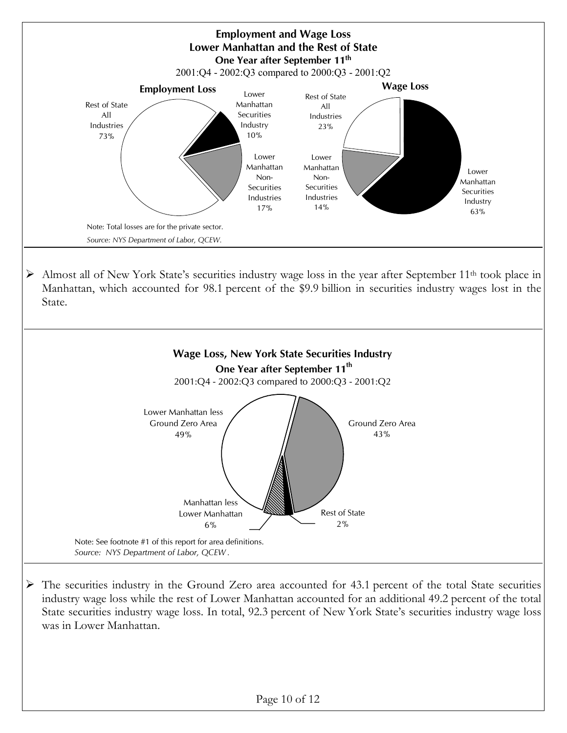**Employment and Wage Loss**
**Lower Manhattan and the Rest of State**
**One Year after September 11th**
2001:Q4 - 2002:Q3 compared to 2000:Q3 - 2001:Q2

**Employment Loss**

| Category | Share |
|---|---|
| Rest of State All Industries | 73% |
| Lower Manhattan Securities Industry | 10% |
| Lower Manhattan Non-Securities Industries | 17% |

**Wage Loss**

| Category | Share |
|---|---|
| Rest of State All Industries | 23% |
| Lower Manhattan Non-Securities Industries | 14% |
| Lower Manhattan Securities Industry | 63% |

Note: Total losses are for the private sector.

*Source: NYS Department of Labor, QCEW.*

- Almost all of New York State's securities industry wage loss in the year after September 11th took place in Manhattan, which accounted for 98.1 percent of the $9.9 billion in securities industry wages lost in the State.

**Wage Loss, New York State Securities Industry**
**One Year after September 11th**
2001:Q4 - 2002:Q3 compared to 2000:Q3 - 2001:Q2

| Area | Share |
|---|---|
| Lower Manhattan less Ground Zero Area | 49% |
| Ground Zero Area | 43% |
| Manhattan less Lower Manhattan | 6% |
| Rest of State | 2% |

Note: See footnote #1 of this report for area definitions.

*Source: NYS Department of Labor, QCEW.*

- The securities industry in the Ground Zero area accounted for 43.1 percent of the total State securities industry wage loss while the rest of Lower Manhattan accounted for an additional 49.2 percent of the total State securities industry wage loss. In total, 92.3 percent of New York State's securities industry wage loss was in Lower Manhattan.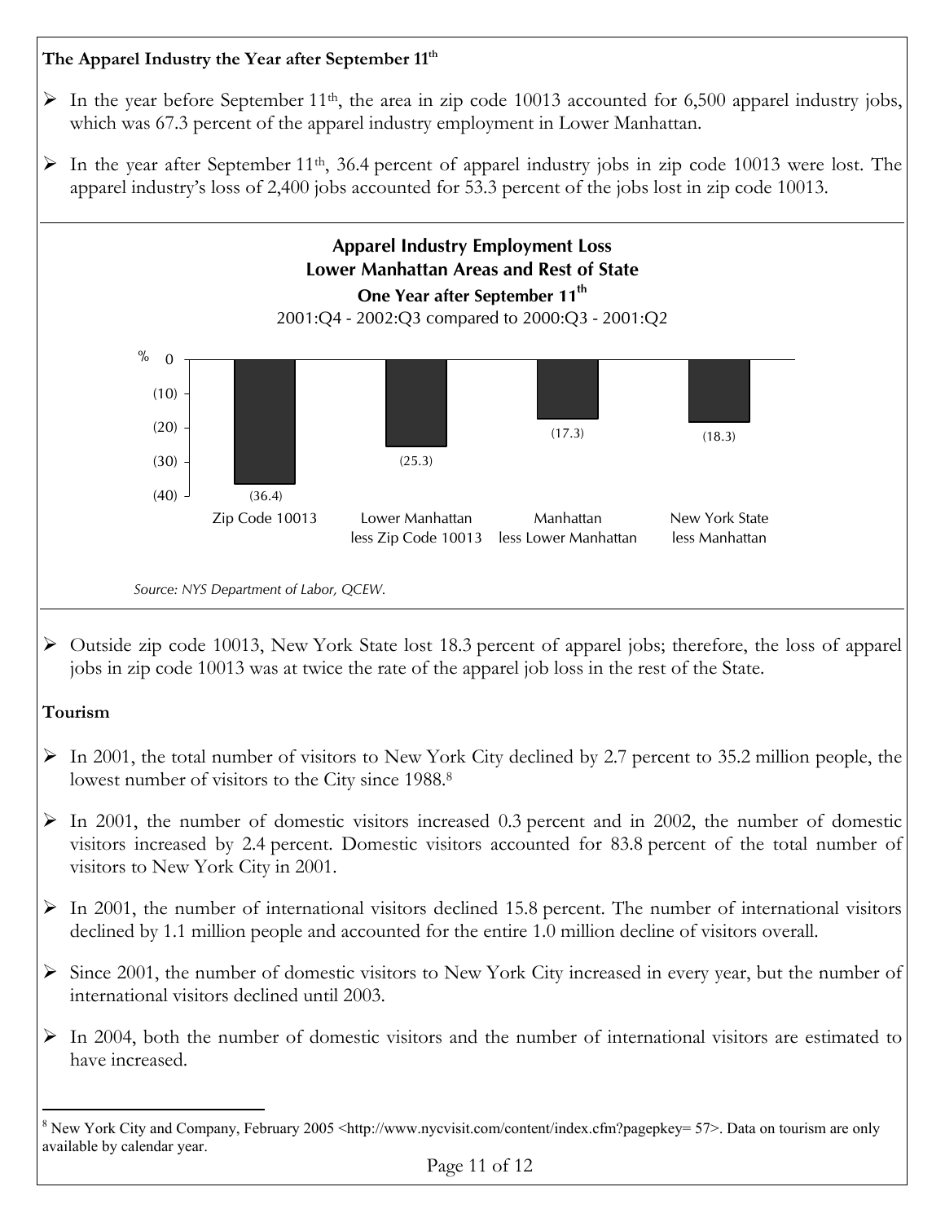**The Apparel Industry the Year after September 11th**

- In the year before September 11th, the area in zip code 10013 accounted for 6,500 apparel industry jobs, which was 67.3 percent of the apparel industry employment in Lower Manhattan.
- In the year after September 11th, 36.4 percent of apparel industry jobs in zip code 10013 were lost. The apparel industry's loss of 2,400 jobs accounted for 53.3 percent of the jobs lost in zip code 10013.

**Apparel Industry Employment Loss**
**Lower Manhattan Areas and Rest of State**
**One Year after September 11th**
2001:Q4 - 2002:Q3 compared to 2000:Q3 - 2001:Q2

| Area | % |
|---|---|
| Zip Code 10013 | (36.4) |
| Lower Manhattan less Zip Code 10013 | (25.3) |
| Manhattan less Lower Manhattan | (17.3) |
| New York State less Manhattan | (18.3) |

*Source: NYS Department of Labor, QCEW.*

- Outside zip code 10013, New York State lost 18.3 percent of apparel jobs; therefore, the loss of apparel jobs in zip code 10013 was at twice the rate of the apparel job loss in the rest of the State.

**Tourism**

- In 2001, the total number of visitors to New York City declined by 2.7 percent to 35.2 million people, the lowest number of visitors to the City since 1988.[8]
- In 2001, the number of domestic visitors increased 0.3 percent and in 2002, the number of domestic visitors increased by 2.4 percent. Domestic visitors accounted for 83.8 percent of the total number of visitors to New York City in 2001.
- In 2001, the number of international visitors declined 15.8 percent. The number of international visitors declined by 1.1 million people and accounted for the entire 1.0 million decline of visitors overall.
- Since 2001, the number of domestic visitors to New York City increased in every year, but the number of international visitors declined until 2003.
- In 2004, both the number of domestic visitors and the number of international visitors are estimated to have increased.

[8] New York City and Company, February 2005 <http://www.nycvisit.com/content/index.cfm?pagepkey= 57>. Data on tourism are only available by calendar year.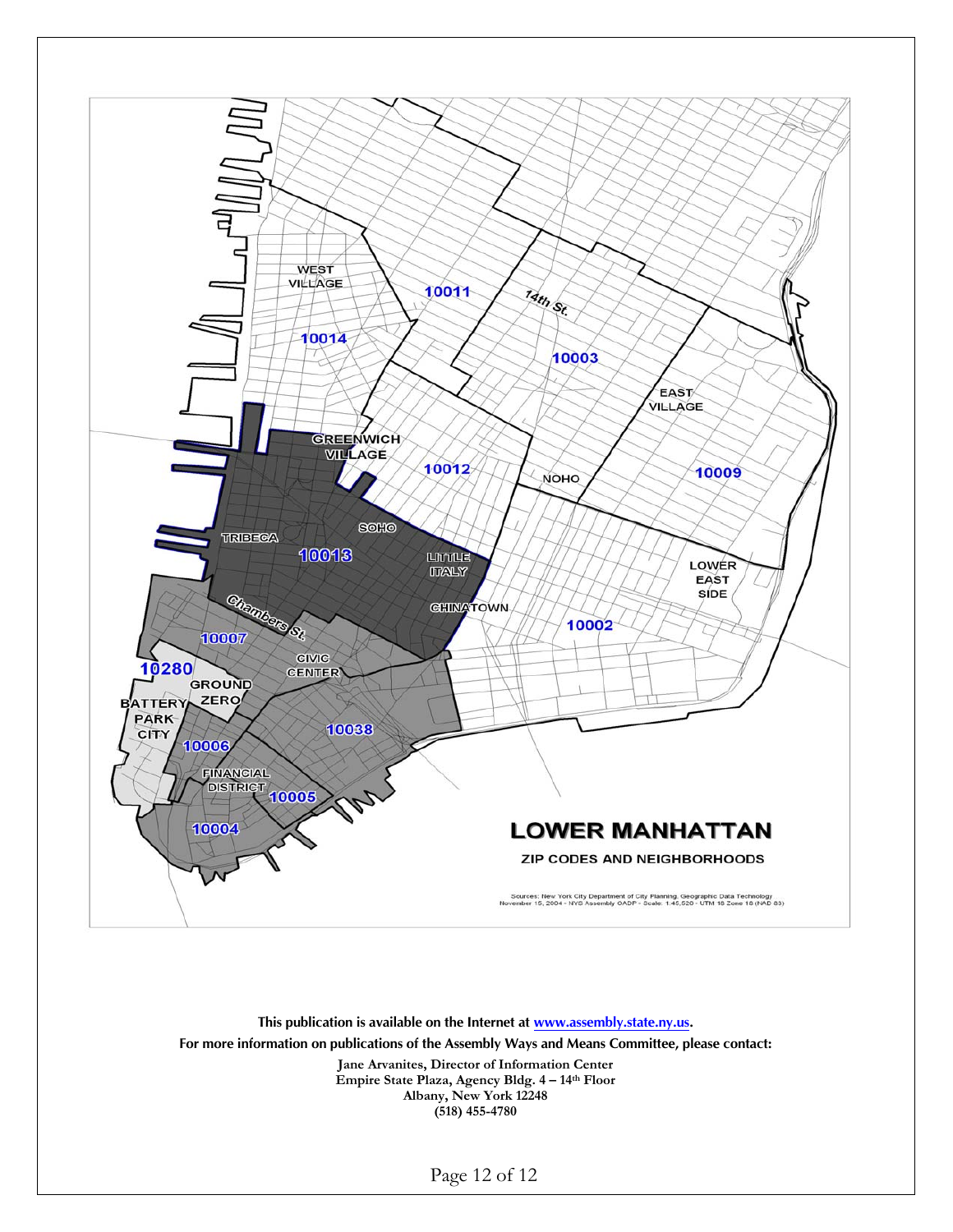LOWER MANHATTAN

ZIP CODES AND NEIGHBORHOODS

WEST VILLAGE

10014

10011

14th St.

10003

EAST VILLAGE

GREENWICH VILLAGE

10012

NOHO

10009

TRIBECA

SOHO

10013

LITTLE ITALY

LOWER EAST SIDE

CHINATOWN

Chambers St.

10007

10002

10280

CIVIC CENTER

GROUND ZERO

BATTERY PARK CITY

10038

10006

FINANCIAL DISTRICT

10005

10004

Sources: New York City Department of City Planning. Geographic Data Technology November 15, 2004 - NYS Assembly OADP - Scale: 1:45,520 - UTM 18 Zone 18 (NAD 83)

**This publication is available on the Internet at [www.assembly.state.ny.us](http://www.assembly.state.ny.us).**

**For more information on publications of the Assembly Ways and Means Committee, please contact:**

**Jane Arvanites, Director of Information Center**
**Empire State Plaza, Agency Bldg. 4 – 14th Floor**
**Albany, New York 12248**
**(518) 455-4780**